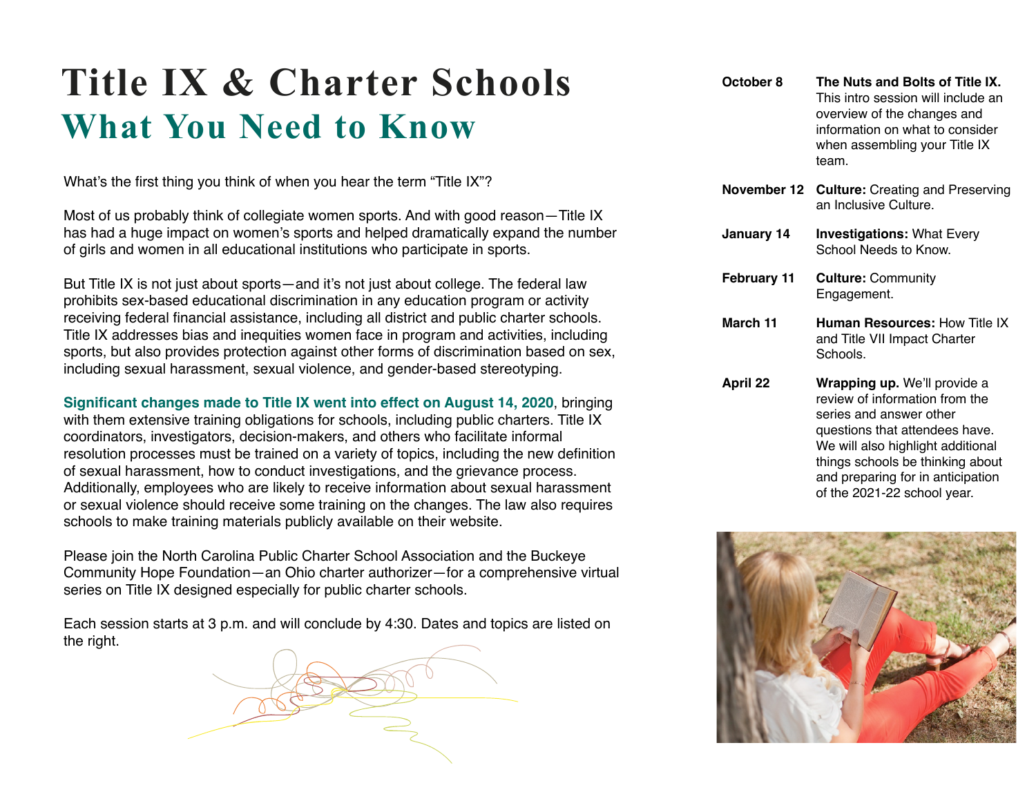# Title IX & Charter Schools

## What You Need to Know

What's the first thing you think of when you hear the term "Title IX"?

Most of us probably think of collegiate women sports. And with good reason—Title IX has had a huge impact on women's sports and helped dramatically expand the number of girls and women in all educational institutions who participate in sports.

But Title IX is not just about sports—and it's not just about college. The federal law prohibits sex-based educational discrimination in any education program or activity receiving federal financial assistance, including all district and public charter schools. Title IX addresses bias and inequities women face in program and activities, including sports, but also provides protection against other forms of discrimination based on sex, including sexual harassment, sexual violence, and gender-based stereotyping.

**Significant changes made to Title IX went into effect on August 14, 2020**, bringing with them extensive training obligations for schools, including public charters. Title IX coordinators, investigators, decision-makers, and others who facilitate informal resolution processes must be trained on a variety of topics, including the new definition of sexual harassment, how to conduct investigations, and the grievance process. Additionally, employees who are likely to receive information about sexual harassment or sexual violence should receive some training on the changes. The law also requires schools to make training materials publicly available on their website.

Please join the North Carolina Public Charter School Association and the Buckeye Community Hope Foundation—an Ohio charter authorizer—for a comprehensive virtual series on Title IX designed especially for public charter schools.

Each session starts at 3 p.m. and will conclude by 4:30. Dates and topics are listed on the right.

| | |
|---|---|
| **October 8** | **The Nuts and Bolts of Title IX.** This intro session will include an overview of the changes and information on what to consider when assembling your Title IX team. |
| **November 12** | **Culture:** Creating and Preserving an Inclusive Culture. |
| **January 14** | **Investigations:** What Every School Needs to Know. |
| **February 11** | **Culture:** Community Engagement. |
| **March 11** | **Human Resources:** How Title IX and Title VII Impact Charter Schools. |
| **April 22** | **Wrapping up.** We'll provide a review of information from the series and answer other questions that attendees have. We will also highlight additional things schools be thinking about and preparing for in anticipation of the 2021-22 school year. |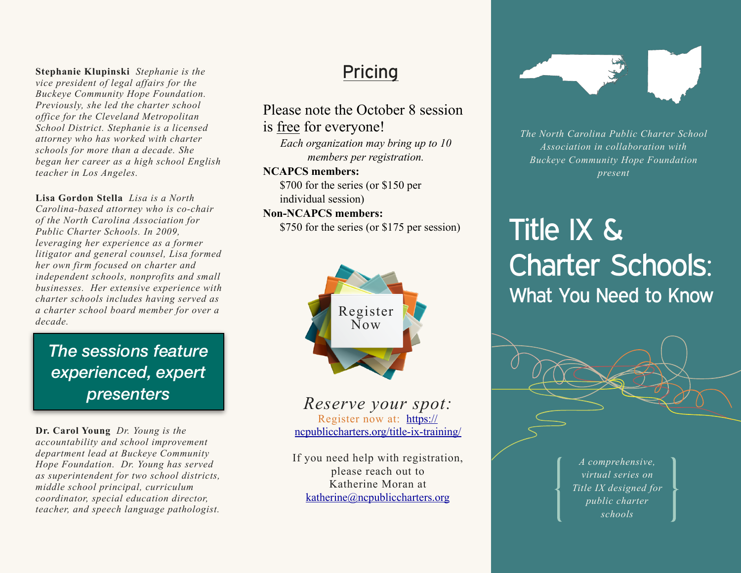**Stephanie Klupinski** *Stephanie is the vice president of legal affairs for the Buckeye Community Hope Foundation. Previously, she led the charter school office for the Cleveland Metropolitan School District. Stephanie is a licensed attorney who has worked with charter schools for more than a decade. She began her career as a high school English teacher in Los Angeles.*

**Lisa Gordon Stella** *Lisa is a North Carolina-based attorney who is co-chair of the North Carolina Association for Public Charter Schools. In 2009, leveraging her experience as a former litigator and general counsel, Lisa formed her own firm focused on charter and independent schools, nonprofits and small businesses. Her extensive experience with charter schools includes having served as a charter school board member for over a decade.*

*The sessions feature experienced, expert presenters*

**Dr. Carol Young** *Dr. Young is the accountability and school improvement department lead at Buckeye Community Hope Foundation. Dr. Young has served as superintendent for two school districts, middle school principal, curriculum coordinator, special education director, teacher, and speech language pathologist.*

## Pricing

Please note the October 8 session is free for everyone!

*Each organization may bring up to 10 members per registration.*

**NCAPCS members:**
$700 for the series (or $150 per individual session)

**Non-NCAPCS members:**
$750 for the series (or $175 per session)

Register Now

*Reserve your spot:*

Register now at: https://ncpubliccharters.org/title-ix-training/

If you need help with registration, please reach out to Katherine Moran at katherine@ncpubliccharters.org

*The North Carolina Public Charter School Association in collaboration with Buckeye Community Hope Foundation present*

# Title IX & Charter Schools: What You Need to Know

*A comprehensive, virtual series on Title IX designed for public charter schools*